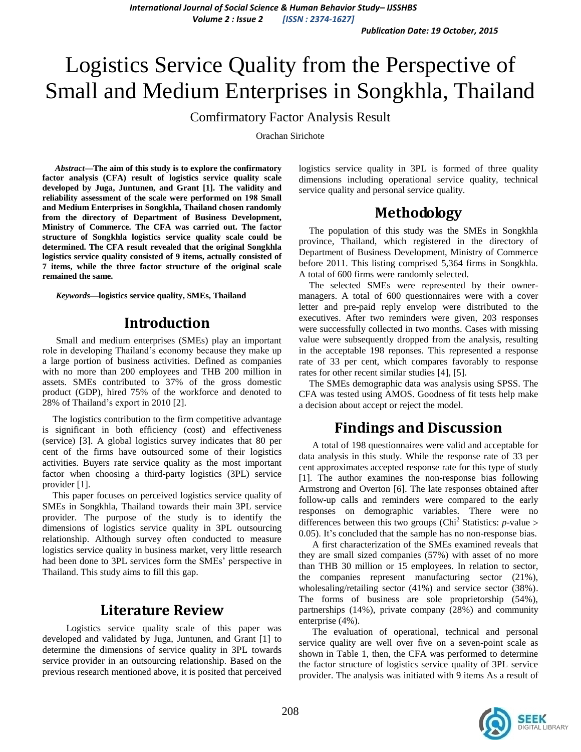# Logistics Service Quality from the Perspective of Small and Medium Enterprises in Songkhla, Thailand

Comfirmatory Factor Analysis Result

Orachan Sirichote

***Abstract*—The aim of this study is to explore the confirmatory factor analysis (CFA) result of logistics service quality scale developed by Juga, Juntunen, and Grant [1]. The validity and reliability assessment of the scale were performed on 198 Small and Medium Enterprises in Songkhla, Thailand chosen randomly from the directory of Department of Business Development, Ministry of Commerce. The CFA was carried out. The factor structure of Songkhla logistics service quality scale could be determined. The CFA result revealed that the original Songkhla logistics service quality consisted of 9 items, actually consisted of 7 items, while the three factor structure of the original scale remained the same.**

***Keywords*—logistics service quality, SMEs, Thailand**

## Introduction

Small and medium enterprises (SMEs) play an important role in developing Thailand's economy because they make up a large portion of business activities. Defined as companies with no more than 200 employees and THB 200 million in assets. SMEs contributed to 37% of the gross domestic product (GDP), hired 75% of the workforce and denoted to 28% of Thailand's export in 2010 [2].

The logistics contribution to the firm competitive advantage is significant in both efficiency (cost) and effectiveness (service) [3]. A global logistics survey indicates that 80 per cent of the firms have outsourced some of their logistics activities. Buyers rate service quality as the most important factor when choosing a third-party logistics (3PL) service provider [1].

This paper focuses on perceived logistics service quality of SMEs in Songkhla, Thailand towards their main 3PL service provider. The purpose of the study is to identify the dimensions of logistics service quality in 3PL outsourcing relationship. Although survey often conducted to measure logistics service quality in business market, very little research had been done to 3PL services form the SMEs' perspective in Thailand. This study aims to fill this gap.

## Literature Review

Logistics service quality scale of this paper was developed and validated by Juga, Juntunen, and Grant [1] to determine the dimensions of service quality in 3PL towards service provider in an outsourcing relationship. Based on the previous research mentioned above, it is posited that perceived logistics service quality in 3PL is formed of three quality dimensions including operational service quality, technical service quality and personal service quality.

## Methodology

The population of this study was the SMEs in Songkhla province, Thailand, which registered in the directory of Department of Business Development, Ministry of Commerce before 2011. This listing comprised 5,364 firms in Songkhla. A total of 600 firms were randomly selected.

The selected SMEs were represented by their owner-managers. A total of 600 questionnaires were with a cover letter and pre-paid reply envelop were distributed to the executives. After two reminders were given, 203 responses were successfully collected in two months. Cases with missing value were subsequently dropped from the analysis, resulting in the acceptable 198 reponses. This represented a response rate of 33 per cent, which compares favorably to response rates for other recent similar studies [4], [5].

The SMEs demographic data was analysis using SPSS. The CFA was tested using AMOS. Goodness of fit tests help make a decision about accept or reject the model.

## Findings and Discussion

A total of 198 questionnaires were valid and acceptable for data analysis in this study. While the response rate of 33 per cent approximates accepted response rate for this type of study [1]. The author examines the non-response bias following Armstrong and Overton [6]. The late responses obtained after follow-up calls and reminders were compared to the early responses on demographic variables. There were no differences between this two groups (Chi$^2$ Statistics: $p$-value > 0.05). It's concluded that the sample has no non-response bias.

A first characterization of the SMEs examined reveals that they are small sized companies (57%) with asset of no more than THB 30 million or 15 employees. In relation to sector, the companies represent manufacturing sector (21%), wholesaling/retailing sector (41%) and service sector (38%). The forms of business are sole proprietorship (54%), partnerships (14%), private company (28%) and community enterprise (4%).

The evaluation of operational, technical and personal service quality are well over five on a seven-point scale as shown in Table 1, then, the CFA was performed to determine the factor structure of logistics service quality of 3PL service provider. The analysis was initiated with 9 items As a result of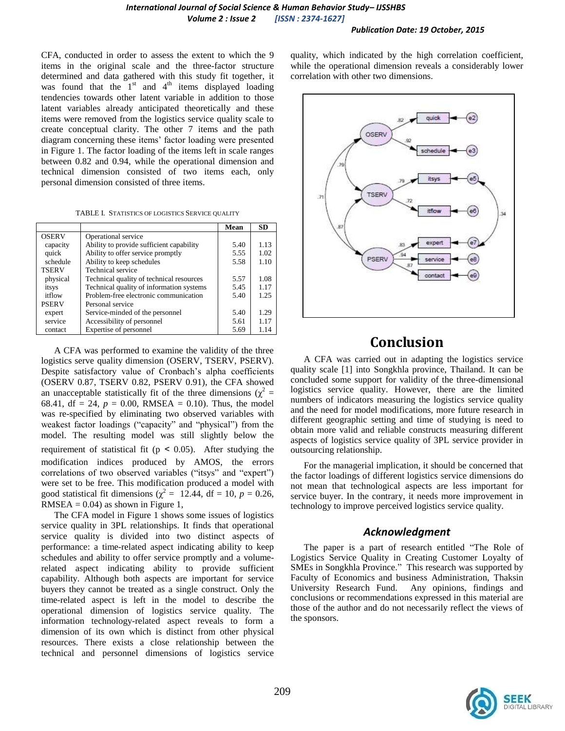CFA, conducted in order to assess the extent to which the 9 items in the original scale and the three-factor structure determined and data gathered with this study fit together, it was found that the 1st and 4th items displayed loading tendencies towards other latent variable in addition to those latent variables already anticipated theoretically and these items were removed from the logistics service quality scale to create conceptual clarity. The other 7 items and the path diagram concerning these items' factor loading were presented in Figure 1. The factor loading of the items left in scale ranges between 0.82 and 0.94, while the operational dimension and technical dimension consisted of two items each, only personal dimension consisted of three items.

TABLE I. STATISTICS OF LOGISTICS SERVICE QUALITY

| | | Mean | SD |
|---|---|---|---|
| OSERV | Operational service | | |
| capacity | Ability to provide sufficient capability | 5.40 | 1.13 |
| quick | Ability to offer service promptly | 5.55 | 1.02 |
| schedule | Ability to keep schedules | 5.58 | 1.10 |
| TSERV | Technical service | | |
| physical | Technical quality of technical resources | 5.57 | 1.08 |
| itsys | Technical quality of information systems | 5.45 | 1.17 |
| itflow | Problem-free electronic communication | 5.40 | 1.25 |
| PSERV | Personal service | | |
| expert | Service-minded of the personnel | 5.40 | 1.29 |
| service | Accessibility of personnel | 5.61 | 1.17 |
| contact | Expertise of personnel | 5.69 | 1.14 |

A CFA was performed to examine the validity of the three logistics serve quality dimension (OSERV, TSERV, PSERV). Despite satisfactory value of Cronbach's alpha coefficients (OSERV 0.87, TSERV 0.82, PSERV 0.91), the CFA showed an unacceptable statistically fit of the three dimensions ($\chi^2$ = 68.41, df = 24, $p$ = 0.00, RMSEA = 0.10). Thus, the model was re-specified by eliminating two observed variables with weakest factor loadings ("capacity" and "physical") from the model. The resulting model was still slightly below the requirement of statistical fit ($p < 0.05$). After studying the modification indices produced by AMOS, the errors correlations of two observed variables ("itsys" and "expert") were set to be free. This modification produced a model with good statistical fit dimensions ($\chi^2$ = 12.44, df = 10, $p$ = 0.26, RMSEA = 0.04) as shown in Figure 1,

The CFA model in Figure 1 shows some issues of logistics service quality in 3PL relationships. It finds that operational service quality is divided into two distinct aspects of performance: a time-related aspect indicating ability to keep schedules and ability to offer service promptly and a volume-related aspect indicating ability to provide sufficient capability. Although both aspects are important for service buyers they cannot be treated as a single construct. Only the time-related aspect is left in the model to describe the operational dimension of logistics service quality. The information technology-related aspect reveals to form a dimension of its own which is distinct from other physical resources. There exists a close relationship between the technical and personnel dimensions of logistics service quality, which indicated by the high correlation coefficient, while the operational dimension reveals a considerably lower correlation with other two dimensions.

## Conclusion

A CFA was carried out in adapting the logistics service quality scale [1] into Songkhla province, Thailand. It can be concluded some support for validity of the three-dimensional logistics service quality. However, there are the limited numbers of indicators measuring the logistics service quality and the need for model modifications, more future research in different geographic setting and time of studying is need to obtain more valid and reliable constructs measuring different aspects of logistics service quality of 3PL service provider in outsourcing relationship.

For the managerial implication, it should be concerned that the factor loadings of different logistics service dimensions do not mean that technological aspects are less important for service buyer. In the contrary, it needs more improvement in technology to improve perceived logistics service quality.

### Acknowledgment

The paper is a part of research entitled "The Role of Logistics Service Quality in Creating Customer Loyalty of SMEs in Songkhla Province." This research was supported by Faculty of Economics and business Administration, Thaksin University Research Fund. Any opinions, findings and conclusions or recommendations expressed in this material are those of the author and do not necessarily reflect the views of the sponsors.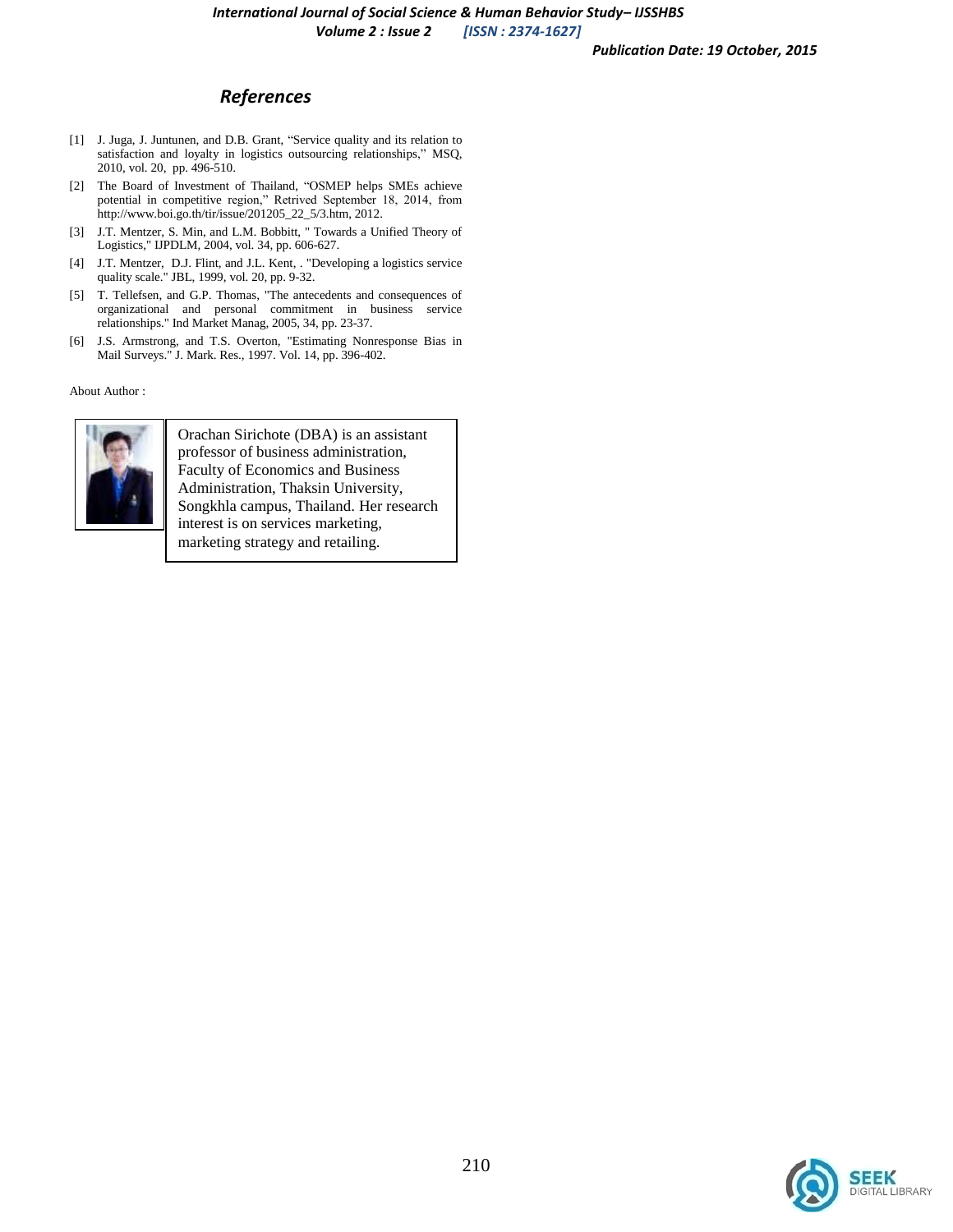## References

[1] J. Juga, J. Juntunen, and D.B. Grant, "Service quality and its relation to satisfaction and loyalty in logistics outsourcing relationships," MSQ, 2010, vol. 20, pp. 496-510.

[2] The Board of Investment of Thailand, "OSMEP helps SMEs achieve potential in competitive region," Retrived September 18, 2014, from http://www.boi.go.th/tir/issue/201205_22_5/3.htm, 2012.

[3] J.T. Mentzer, S. Min, and L.M. Bobbitt, " Towards a Unified Theory of Logistics," IJPDLM, 2004, vol. 34, pp. 606-627.

[4] J.T. Mentzer, D.J. Flint, and J.L. Kent, . "Developing a logistics service quality scale." JBL, 1999, vol. 20, pp. 9-32.

[5] T. Tellefsen, and G.P. Thomas, "The antecedents and consequences of organizational and personal commitment in business service relationships." Ind Market Manag, 2005, 34, pp. 23-37.

[6] J.S. Armstrong, and T.S. Overton, "Estimating Nonresponse Bias in Mail Surveys." J. Mark. Res., 1997. Vol. 14, pp. 396-402.

About Author :

Orachan Sirichote (DBA) is an assistant professor of business administration, Faculty of Economics and Business Administration, Thaksin University, Songkhla campus, Thailand. Her research interest is on services marketing, marketing strategy and retailing.